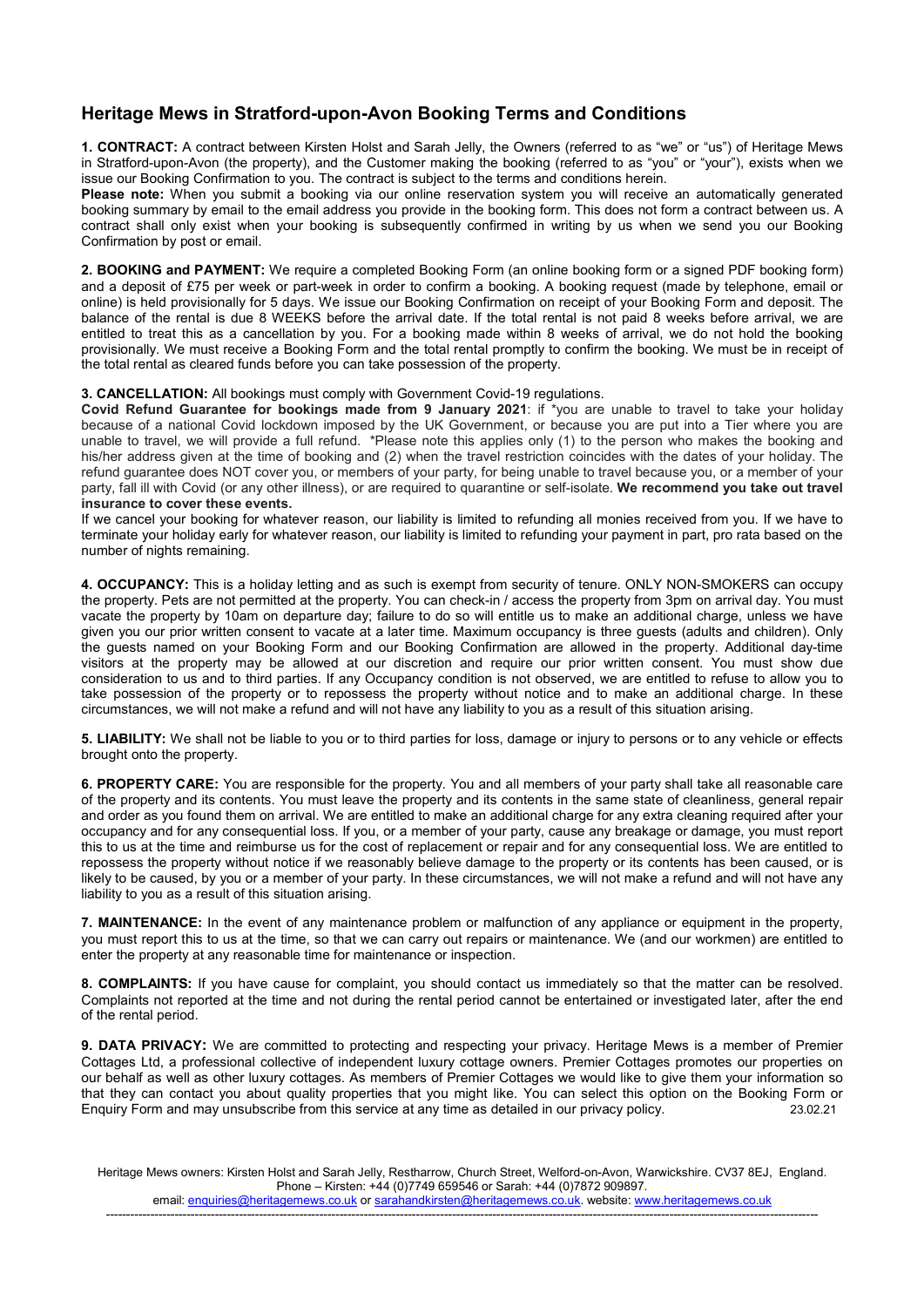## Heritage Mews in Stratford-upon-Avon Booking Terms and Conditions

**1. CONTRACT:** A contract between Kirsten Holst and Sarah Jelly, the Owners (referred to as "we" or "us") of Heritage Mews in Stratford-upon-Avon (the property), and the Customer making the booking (referred to as "you" or "your"), exists when we issue our Booking Confirmation to you. The contract is subject to the terms and conditions herein.

**Please note:** When you submit a booking via our online reservation system you will receive an automatically generated booking summary by email to the email address you provide in the booking form. This does not form a contract between us. A contract shall only exist when your booking is subsequently confirmed in writing by us when we send you our Booking Confirmation by post or email.

**2. BOOKING and PAYMENT:** We require a completed Booking Form (an online booking form or a signed PDF booking form) and a deposit of £75 per week or part-week in order to confirm a booking. A booking request (made by telephone, email or online) is held provisionally for 5 days. We issue our Booking Confirmation on receipt of your Booking Form and deposit. The balance of the rental is due 8 WEEKS before the arrival date. If the total rental is not paid 8 weeks before arrival, we are entitled to treat this as a cancellation by you. For a booking made within 8 weeks of arrival, we do not hold the booking provisionally. We must receive a Booking Form and the total rental promptly to confirm the booking. We must be in receipt of the total rental as cleared funds before you can take possession of the property.

**3. CANCELLATION:** All bookings must comply with Government Covid-19 regulations.

**Covid Refund Guarantee for bookings made from 9 January 2021**: if *you are unable to travel to take your holiday because of a national Covid lockdown imposed by the UK Government, or because you are put into a Tier where you are unable to travel, we will provide a full refund. *Please note this applies only (1) to the person who makes the booking and his/her address given at the time of booking and (2) when the travel restriction coincides with the dates of your holiday. The refund guarantee does NOT cover you, or members of your party, for being unable to travel because you, or a member of your party, fall ill with Covid (or any other illness), or are required to quarantine or self-isolate. **We recommend you take out travel insurance to cover these events.**

If we cancel your booking for whatever reason, our liability is limited to refunding all monies received from you. If we have to terminate your holiday early for whatever reason, our liability is limited to refunding your payment in part, pro rata based on the number of nights remaining.

**4. OCCUPANCY:** This is a holiday letting and as such is exempt from security of tenure. ONLY NON-SMOKERS can occupy the property. Pets are not permitted at the property. You can check-in / access the property from 3pm on arrival day. You must vacate the property by 10am on departure day; failure to do so will entitle us to make an additional charge, unless we have given you our prior written consent to vacate at a later time. Maximum occupancy is three guests (adults and children). Only the guests named on your Booking Form and our Booking Confirmation are allowed in the property. Additional day-time visitors at the property may be allowed at our discretion and require our prior written consent. You must show due consideration to us and to third parties. If any Occupancy condition is not observed, we are entitled to refuse to allow you to take possession of the property or to repossess the property without notice and to make an additional charge. In these circumstances, we will not make a refund and will not have any liability to you as a result of this situation arising.

**5. LIABILITY:** We shall not be liable to you or to third parties for loss, damage or injury to persons or to any vehicle or effects brought onto the property.

**6. PROPERTY CARE:** You are responsible for the property. You and all members of your party shall take all reasonable care of the property and its contents. You must leave the property and its contents in the same state of cleanliness, general repair and order as you found them on arrival. We are entitled to make an additional charge for any extra cleaning required after your occupancy and for any consequential loss. If you, or a member of your party, cause any breakage or damage, you must report this to us at the time and reimburse us for the cost of replacement or repair and for any consequential loss. We are entitled to repossess the property without notice if we reasonably believe damage to the property or its contents has been caused, or is likely to be caused, by you or a member of your party. In these circumstances, we will not make a refund and will not have any liability to you as a result of this situation arising.

**7. MAINTENANCE:** In the event of any maintenance problem or malfunction of any appliance or equipment in the property, you must report this to us at the time, so that we can carry out repairs or maintenance. We (and our workmen) are entitled to enter the property at any reasonable time for maintenance or inspection.

**8. COMPLAINTS:** If you have cause for complaint, you should contact us immediately so that the matter can be resolved. Complaints not reported at the time and not during the rental period cannot be entertained or investigated later, after the end of the rental period.

**9. DATA PRIVACY:** We are committed to protecting and respecting your privacy. Heritage Mews is a member of Premier Cottages Ltd, a professional collective of independent luxury cottage owners. Premier Cottages promotes our properties on our behalf as well as other luxury cottages. As members of Premier Cottages we would like to give them your information so that they can contact you about quality properties that you might like. You can select this option on the Booking Form or Enquiry Form and may unsubscribe from this service at any time as detailed in our privacy policy. 23.02.21

Heritage Mews owners: Kirsten Holst and Sarah Jelly, Restharrow, Church Street, Welford-on-Avon, Warwickshire. CV37 8EJ, England.
Phone – Kirsten: +44 (0)7749 659546 or Sarah: +44 (0)7872 909897.
email: enquiries@heritagemews.co.uk or sarahandkirsten@heritagemews.co.uk. website: www.heritagemews.co.uk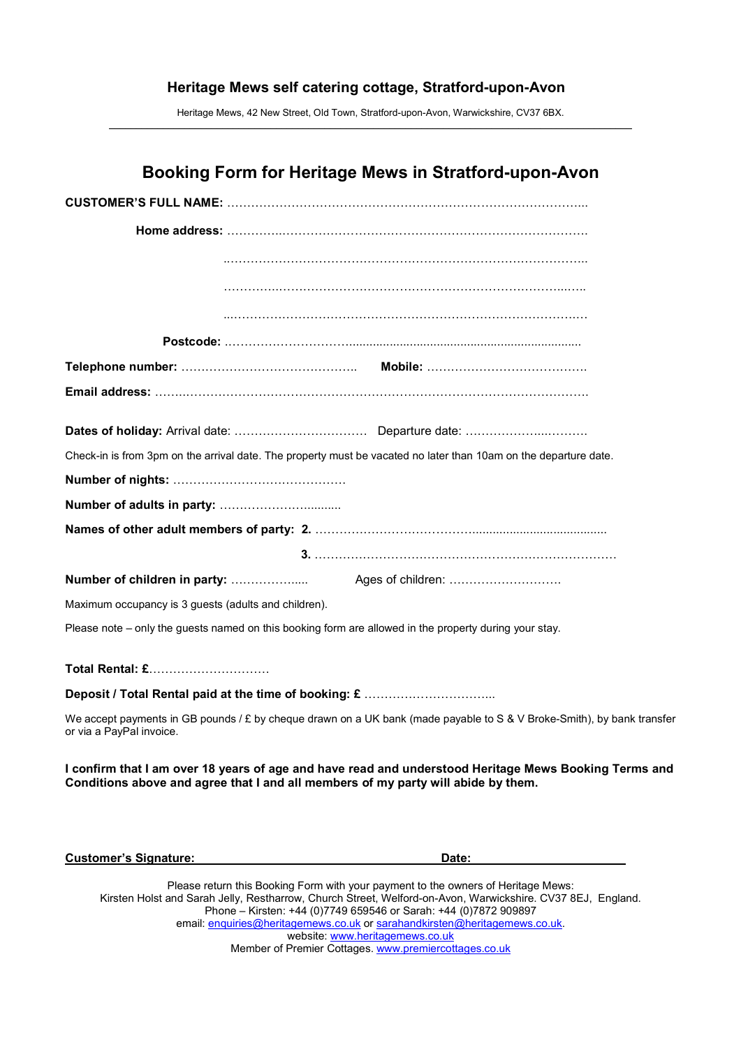**Heritage Mews self catering cottage, Stratford-upon-Avon**

Heritage Mews, 42 New Street, Old Town, Stratford-upon-Avon, Warwickshire, CV37 6BX.

---

# Booking Form for Heritage Mews in Stratford-upon-Avon

**CUSTOMER'S FULL NAME:** ……………………………………………………………………………...

**Home address:** …………………………………………………………………………………….

……………………………………………………………………………………..

……………………………………………………………………………………..

……………………………………………………………………………………..

**Postcode:** ……………………………………………………………………………………

**Telephone number:** ……………………………………….. **Mobile:** ………………………………….

**Email address:** ………………………………………………………………………………………………

**Dates of holiday:** Arrival date: …………………………… Departure date: ………………………

Check-in is from 3pm on the arrival date. The property must be vacated no later than 10am on the departure date.

**Number of nights:** ……………………………………

**Number of adults in party:** ……………………………

**Names of other adult members of party: 2.** ………………………………………………………………………

**3.** …………………………………………………………………

**Number of children in party:** ……………….... Ages of children: ……………………….

Maximum occupancy is 3 guests (adults and children).

Please note – only the guests named on this booking form are allowed in the property during your stay.

**Total Rental: £**…………………………

**Deposit / Total Rental paid at the time of booking: £** …………………………...

We accept payments in GB pounds / £ by cheque drawn on a UK bank (made payable to S & V Broke-Smith), by bank transfer or via a PayPal invoice.

**I confirm that I am over 18 years of age and have read and understood Heritage Mews Booking Terms and Conditions above and agree that I and all members of my party will abide by them.**

**Customer's Signature:** ______________________________ **Date:** ____________________

Please return this Booking Form with your payment to the owners of Heritage Mews:
Kirsten Holst and Sarah Jelly, Restharrow, Church Street, Welford-on-Avon, Warwickshire. CV37 8EJ, England.
Phone – Kirsten: +44 (0)7749 659546 or Sarah: +44 (0)7872 909897
email: enquiries@heritagemews.co.uk or sarahandkirsten@heritagemews.co.uk.
website: www.heritagemews.co.uk
Member of Premier Cottages. www.premiercottages.co.uk